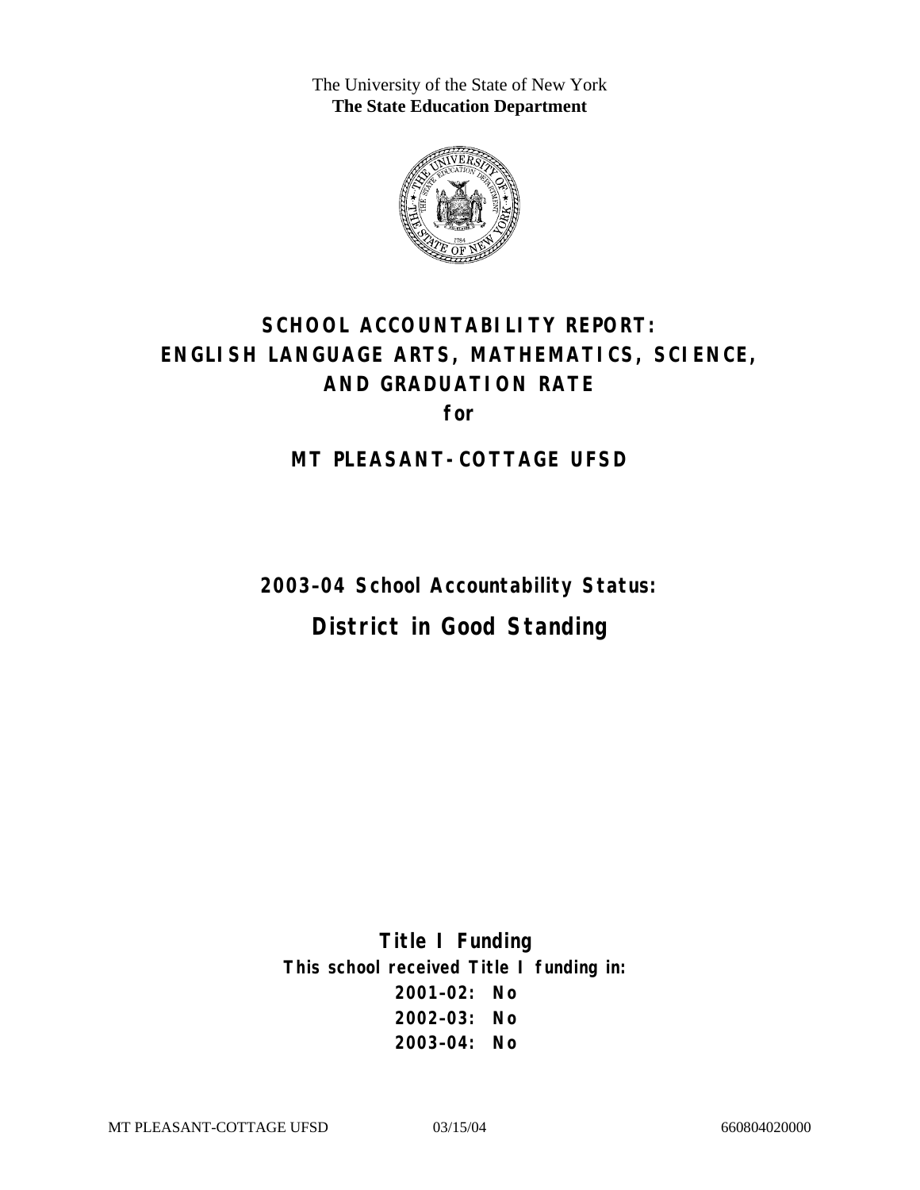The University of the State of New York
**The State Education Department**

# SCHOOL ACCOUNTABILITY REPORT: ENGLISH LANGUAGE ARTS, MATHEMATICS, SCIENCE, AND GRADUATION RATE

**for**

## MT PLEASANT-COTTAGE UFSD

**2003–04 School Accountability Status:**

## District in Good Standing

**Title I Funding**

**This school received Title I funding in:**

**2001–02: No**

**2002–03: No**

**2003–04: No**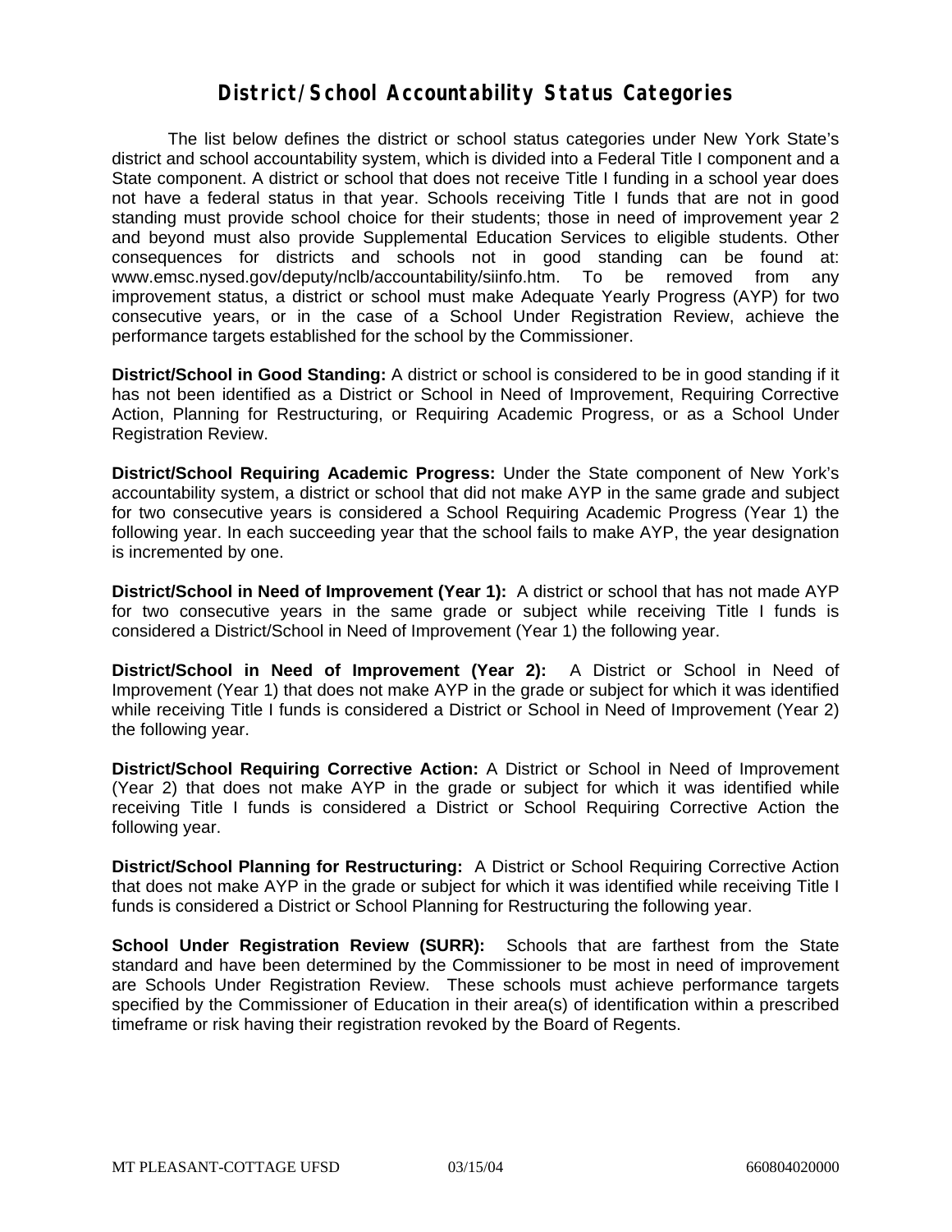# District/School Accountability Status Categories

The list below defines the district or school status categories under New York State's district and school accountability system, which is divided into a Federal Title I component and a State component. A district or school that does not receive Title I funding in a school year does not have a federal status in that year. Schools receiving Title I funds that are not in good standing must provide school choice for their students; those in need of improvement year 2 and beyond must also provide Supplemental Education Services to eligible students. Other consequences for districts and schools not in good standing can be found at: www.emsc.nysed.gov/deputy/nclb/accountability/siinfo.htm. To be removed from any improvement status, a district or school must make Adequate Yearly Progress (AYP) for two consecutive years, or in the case of a School Under Registration Review, achieve the performance targets established for the school by the Commissioner.

**District/School in Good Standing:** A district or school is considered to be in good standing if it has not been identified as a District or School in Need of Improvement, Requiring Corrective Action, Planning for Restructuring, or Requiring Academic Progress, or as a School Under Registration Review.

**District/School Requiring Academic Progress:** Under the State component of New York's accountability system, a district or school that did not make AYP in the same grade and subject for two consecutive years is considered a School Requiring Academic Progress (Year 1) the following year. In each succeeding year that the school fails to make AYP, the year designation is incremented by one.

**District/School in Need of Improvement (Year 1):** A district or school that has not made AYP for two consecutive years in the same grade or subject while receiving Title I funds is considered a District/School in Need of Improvement (Year 1) the following year.

**District/School in Need of Improvement (Year 2):** A District or School in Need of Improvement (Year 1) that does not make AYP in the grade or subject for which it was identified while receiving Title I funds is considered a District or School in Need of Improvement (Year 2) the following year.

**District/School Requiring Corrective Action:** A District or School in Need of Improvement (Year 2) that does not make AYP in the grade or subject for which it was identified while receiving Title I funds is considered a District or School Requiring Corrective Action the following year.

**District/School Planning for Restructuring:** A District or School Requiring Corrective Action that does not make AYP in the grade or subject for which it was identified while receiving Title I funds is considered a District or School Planning for Restructuring the following year.

**School Under Registration Review (SURR):** Schools that are farthest from the State standard and have been determined by the Commissioner to be most in need of improvement are Schools Under Registration Review. These schools must achieve performance targets specified by the Commissioner of Education in their area(s) of identification within a prescribed timeframe or risk having their registration revoked by the Board of Regents.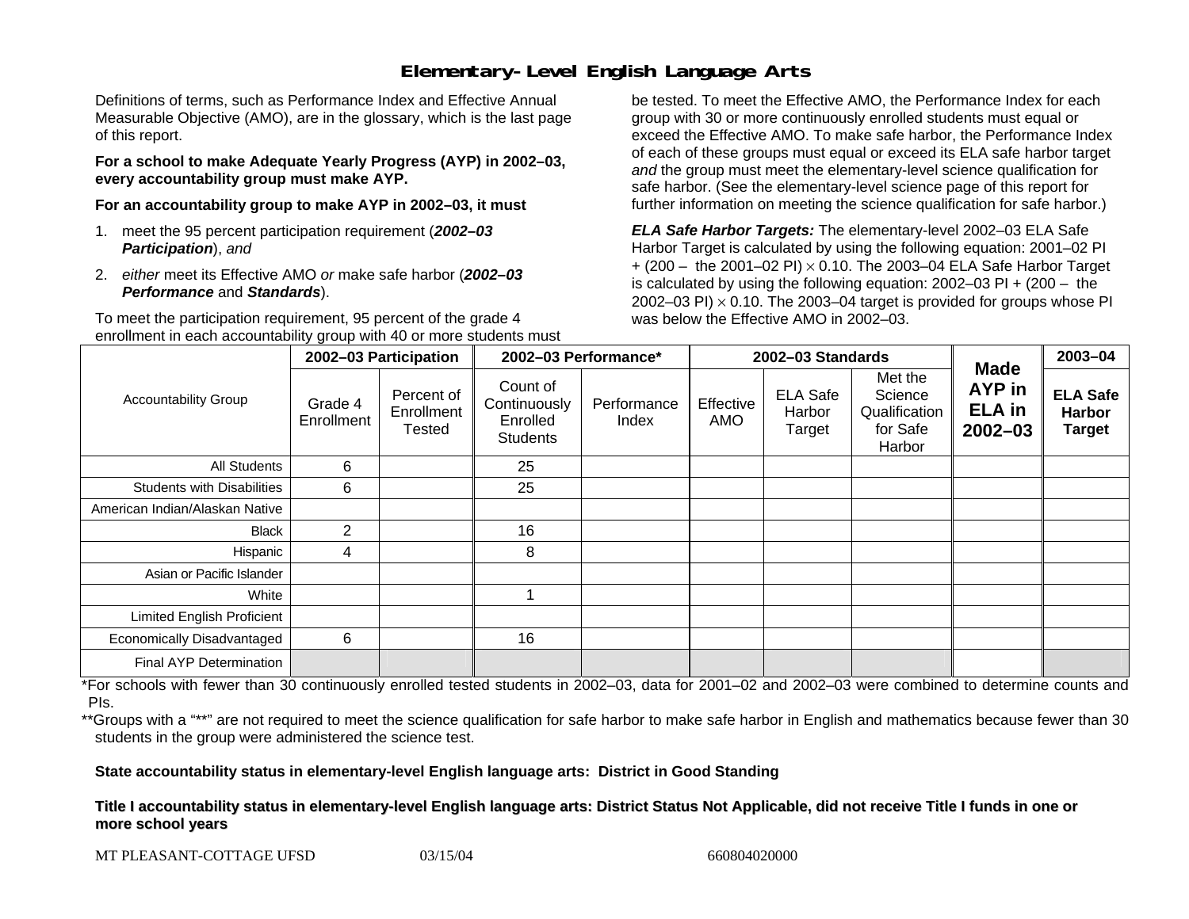## Elementary-Level English Language Arts

Definitions of terms, such as Performance Index and Effective Annual Measurable Objective (AMO), are in the glossary, which is the last page of this report.

**For a school to make Adequate Yearly Progress (AYP) in 2002–03, every accountability group must make AYP.**

**For an accountability group to make AYP in 2002–03, it must**

1. meet the 95 percent participation requirement (***2002–03 Participation***), *and*
2. *either* meet its Effective AMO *or* make safe harbor (***2002–03 Performance*** and ***Standards***).

To meet the participation requirement, 95 percent of the grade 4 enrollment in each accountability group with 40 or more students must be tested. To meet the Effective AMO, the Performance Index for each group with 30 or more continuously enrolled students must equal or exceed the Effective AMO. To make safe harbor, the Performance Index of each of these groups must equal or exceed its ELA safe harbor target *and* the group must meet the elementary-level science qualification for safe harbor. (See the elementary-level science page of this report for further information on meeting the science qualification for safe harbor.)

***ELA Safe Harbor Targets:*** The elementary-level 2002–03 ELA Safe Harbor Target is calculated by using the following equation: 2001–02 PI + (200 – the 2001–02 PI) $\times$ 0.10. The 2003–04 ELA Safe Harbor Target is calculated by using the following equation: 2002–03 PI + (200 – the 2002–03 PI) $\times$ 0.10. The 2003–04 target is provided for groups whose PI was below the Effective AMO in 2002–03.

| Accountability Group | 2002–03 Participation | | 2002–03 Performance* | | 2002–03 Standards | | | Made AYP in ELA in 2002–03 | 2003–04 |
|---|---|---|---|---|---|---|---|---|---|
| | Grade 4 Enrollment | Percent of Enrollment Tested | Count of Continuously Enrolled Students | Performance Index | Effective AMO | ELA Safe Harbor Target | Met the Science Qualification for Safe Harbor | | ELA Safe Harbor Target |
| All Students | 6 | | 25 | | | | | | |
| Students with Disabilities | 6 | | 25 | | | | | | |
| American Indian/Alaskan Native | | | | | | | | | |
| Black | 2 | | 16 | | | | | | |
| Hispanic | 4 | | 8 | | | | | | |
| Asian or Pacific Islander | | | | | | | | | |
| White | | | 1 | | | | | | |
| Limited English Proficient | | | | | | | | | |
| Economically Disadvantaged | 6 | | 16 | | | | | | |
| Final AYP Determination | | | | | | | | | |

*For schools with fewer than 30 continuously enrolled tested students in 2002–03, data for 2001–02 and 2002–03 were combined to determine counts and PIs.

**Groups with a "**" are not required to meet the science qualification for safe harbor to make safe harbor in English and mathematics because fewer than 30 students in the group were administered the science test.

**State accountability status in elementary-level English language arts: District in Good Standing**

**Title I accountability status in elementary-level English language arts: District Status Not Applicable, did not receive Title I funds in one or more school years**

MT PLEASANT-COTTAGE UFSD 03/15/04 660804020000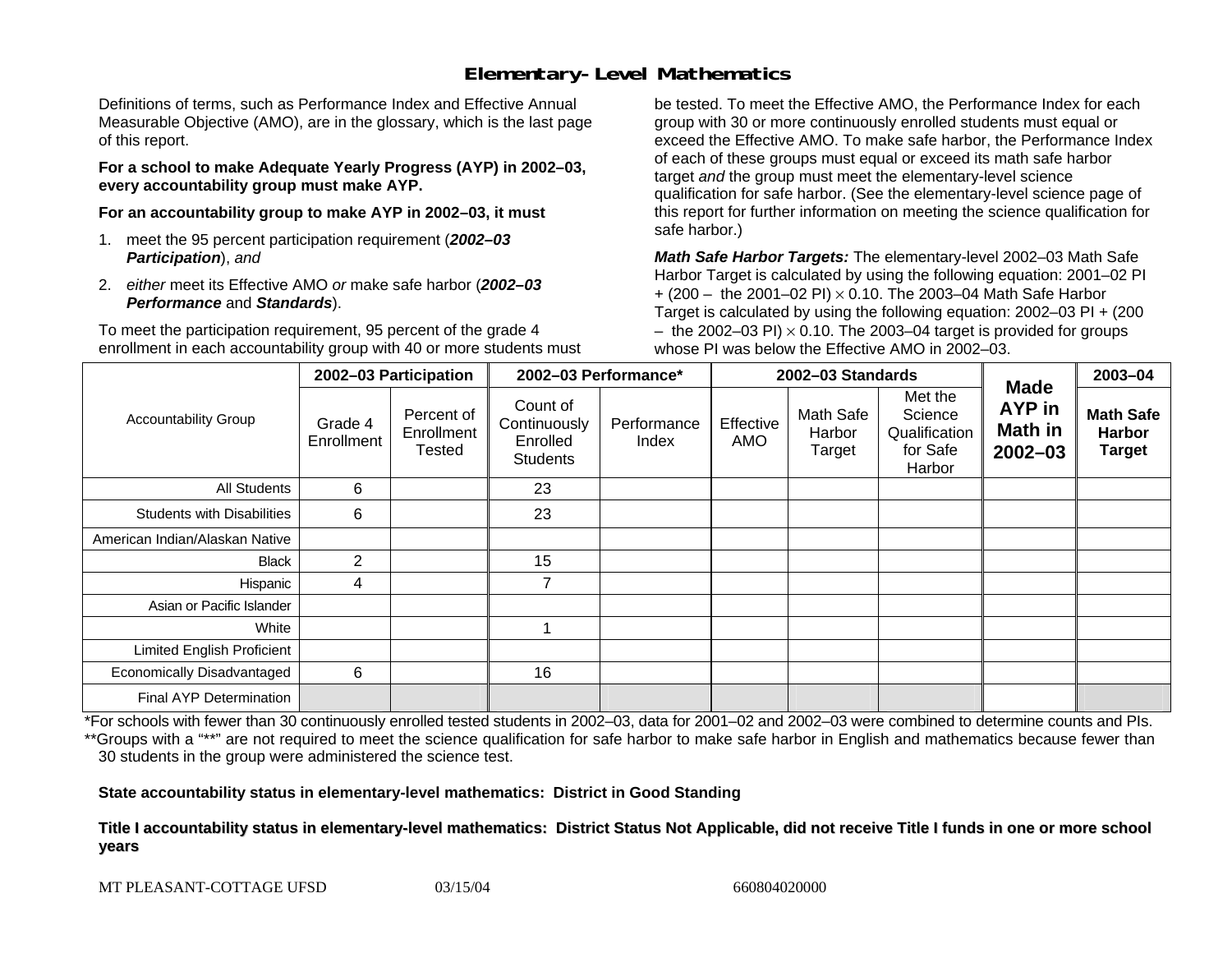## Elementary-Level Mathematics

Definitions of terms, such as Performance Index and Effective Annual Measurable Objective (AMO), are in the glossary, which is the last page of this report.

**For a school to make Adequate Yearly Progress (AYP) in 2002–03, every accountability group must make AYP.**

**For an accountability group to make AYP in 2002–03, it must**

1. meet the 95 percent participation requirement (***2002–03 Participation***), *and*
2. *either* meet its Effective AMO *or* make safe harbor (***2002–03 Performance*** and ***Standards***).

To meet the participation requirement, 95 percent of the grade 4 enrollment in each accountability group with 40 or more students must be tested. To meet the Effective AMO, the Performance Index for each group with 30 or more continuously enrolled students must equal or exceed the Effective AMO. To make safe harbor, the Performance Index of each of these groups must equal or exceed its math safe harbor target *and* the group must meet the elementary-level science qualification for safe harbor. (See the elementary-level science page of this report for further information on meeting the science qualification for safe harbor.)

***Math Safe Harbor Targets:*** The elementary-level 2002–03 Math Safe Harbor Target is calculated by using the following equation: 2001–02 PI + (200 – the 2001–02 PI) $\times$ 0.10. The 2003–04 Math Safe Harbor Target is calculated by using the following equation: 2002–03 PI + (200 – the 2002–03 PI) $\times$ 0.10. The 2003–04 target is provided for groups whose PI was below the Effective AMO in 2002–03.

| Accountability Group | 2002–03 Participation | | 2002–03 Performance* | | 2002–03 Standards | | | Made AYP in Math in 2002–03 | 2003–04 |
|---|---|---|---|---|---|---|---|---|---|
| | Grade 4 Enrollment | Percent of Enrollment Tested | Count of Continuously Enrolled Students | Performance Index | Effective AMO | Math Safe Harbor Target | Met the Science Qualification for Safe Harbor | | Math Safe Harbor Target |
| All Students | 6 | | 23 | | | | | | |
| Students with Disabilities | 6 | | 23 | | | | | | |
| American Indian/Alaskan Native | | | | | | | | | |
| Black | 2 | | 15 | | | | | | |
| Hispanic | 4 | | 7 | | | | | | |
| Asian or Pacific Islander | | | | | | | | | |
| White | | | 1 | | | | | | |
| Limited English Proficient | | | | | | | | | |
| Economically Disadvantaged | 6 | | 16 | | | | | | |
| Final AYP Determination | | | | | | | | | |

*For schools with fewer than 30 continuously enrolled tested students in 2002–03, data for 2001–02 and 2002–03 were combined to determine counts and PIs.

**Groups with a "**" are not required to meet the science qualification for safe harbor to make safe harbor in English and mathematics because fewer than 30 students in the group were administered the science test.

**State accountability status in elementary-level mathematics: District in Good Standing**

**Title I accountability status in elementary-level mathematics: District Status Not Applicable, did not receive Title I funds in one or more school years**

MT PLEASANT-COTTAGE UFSD 03/15/04 660804020000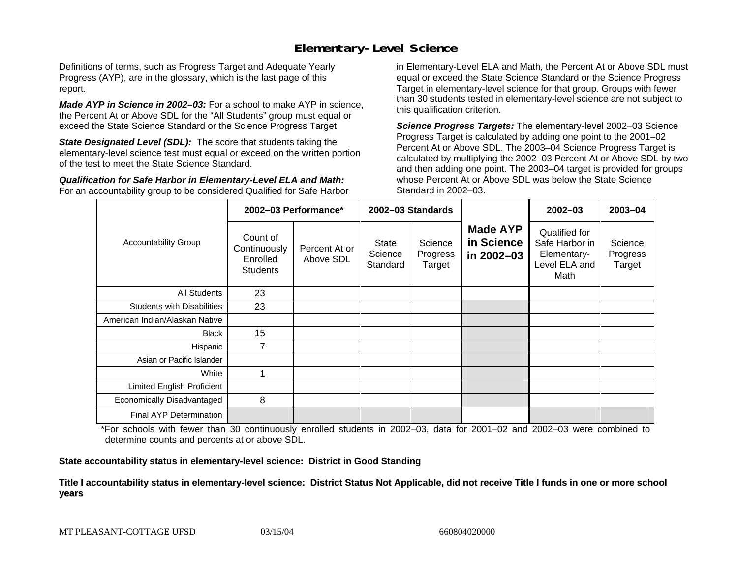## Elementary-Level Science

Definitions of terms, such as Progress Target and Adequate Yearly Progress (AYP), are in the glossary, which is the last page of this report.

***Made AYP in Science in 2002–03:*** For a school to make AYP in science, the Percent At or Above SDL for the "All Students" group must equal or exceed the State Science Standard or the Science Progress Target.

***State Designated Level (SDL):*** The score that students taking the elementary-level science test must equal or exceed on the written portion of the test to meet the State Science Standard.

***Qualification for Safe Harbor in Elementary-Level ELA and Math:*** For an accountability group to be considered Qualified for Safe Harbor in Elementary-Level ELA and Math, the Percent At or Above SDL must equal or exceed the State Science Standard or the Science Progress Target in elementary-level science for that group. Groups with fewer than 30 students tested in elementary-level science are not subject to this qualification criterion.

***Science Progress Targets:*** The elementary-level 2002–03 Science Progress Target is calculated by adding one point to the 2001–02 Percent At or Above SDL. The 2003–04 Science Progress Target is calculated by multiplying the 2002–03 Percent At or Above SDL by two and then adding one point. The 2003–04 target is provided for groups whose Percent At or Above SDL was below the State Science Standard in 2002–03.

| Accountability Group | 2002–03 Performance* | | 2002–03 Standards | | Made AYP in Science in 2002–03 | 2002–03 | 2003–04 |
|---|---|---|---|---|---|---|---|
| | Count of Continuously Enrolled Students | Percent At or Above SDL | State Science Standard | Science Progress Target | | Qualified for Safe Harbor in Elementary-Level ELA and Math | Science Progress Target |
| All Students | 23 | | | | | | |
| Students with Disabilities | 23 | | | | | | |
| American Indian/Alaskan Native | | | | | | | |
| Black | 15 | | | | | | |
| Hispanic | 7 | | | | | | |
| Asian or Pacific Islander | | | | | | | |
| White | 1 | | | | | | |
| Limited English Proficient | | | | | | | |
| Economically Disadvantaged | 8 | | | | | | |
| Final AYP Determination | | | | | | | |

*For schools with fewer than 30 continuously enrolled students in 2002–03, data for 2001–02 and 2002–03 were combined to determine counts and percents at or above SDL.

**State accountability status in elementary-level science: District in Good Standing**

**Title I accountability status in elementary-level science: District Status Not Applicable, did not receive Title I funds in one or more school years**

MT PLEASANT-COTTAGE UFSD 03/15/04 660804020000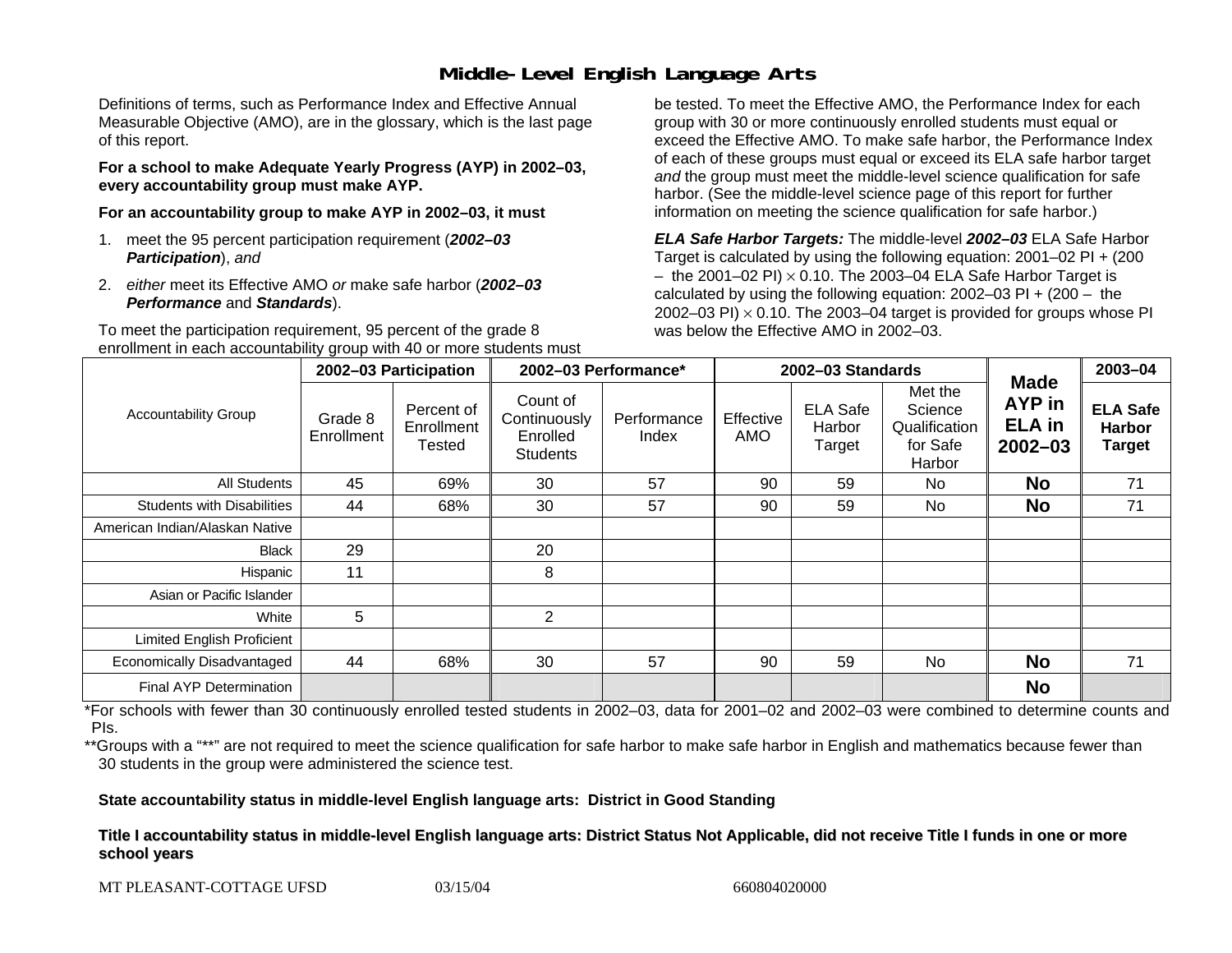# Middle-Level English Language Arts

Definitions of terms, such as Performance Index and Effective Annual Measurable Objective (AMO), are in the glossary, which is the last page of this report.

**For a school to make Adequate Yearly Progress (AYP) in 2002–03, every accountability group must make AYP.**

**For an accountability group to make AYP in 2002–03, it must**

1. meet the 95 percent participation requirement (***2002–03 Participation***), *and*
2. *either* meet its Effective AMO *or* make safe harbor (***2002–03 Performance*** and ***Standards***).

To meet the participation requirement, 95 percent of the grade 8 enrollment in each accountability group with 40 or more students must be tested. To meet the Effective AMO, the Performance Index for each group with 30 or more continuously enrolled students must equal or exceed the Effective AMO. To make safe harbor, the Performance Index of each of these groups must equal or exceed its ELA safe harbor target *and* the group must meet the middle-level science qualification for safe harbor. (See the middle-level science page of this report for further information on meeting the science qualification for safe harbor.)

***ELA Safe Harbor Targets:*** The middle-level ***2002–03*** ELA Safe Harbor Target is calculated by using the following equation: 2001–02 PI + (200 – the 2001–02 PI) $\times$ 0.10. The 2003–04 ELA Safe Harbor Target is calculated by using the following equation: 2002–03 PI + (200 – the 2002–03 PI) $\times$ 0.10. The 2003–04 target is provided for groups whose PI was below the Effective AMO in 2002–03.

| Accountability Group | 2002–03 Participation | | 2002–03 Performance* | | 2002–03 Standards | | | Made AYP in ELA in 2002–03 | 2003–04 |
|---|---|---|---|---|---|---|---|---|---|
| | Grade 8 Enrollment | Percent of Enrollment Tested | Count of Continuously Enrolled Students | Performance Index | Effective AMO | ELA Safe Harbor Target | Met the Science Qualification for Safe Harbor | | ELA Safe Harbor Target |
| All Students | 45 | 69% | 30 | 57 | 90 | 59 | No | **No** | 71 |
| Students with Disabilities | 44 | 68% | 30 | 57 | 90 | 59 | No | **No** | 71 |
| American Indian/Alaskan Native | | | | | | | | | |
| Black | 29 | | 20 | | | | | | |
| Hispanic | 11 | | 8 | | | | | | |
| Asian or Pacific Islander | | | | | | | | | |
| White | 5 | | 2 | | | | | | |
| Limited English Proficient | | | | | | | | | |
| Economically Disadvantaged | 44 | 68% | 30 | 57 | 90 | 59 | No | **No** | 71 |
| Final AYP Determination | | | | | | | | **No** | |

*For schools with fewer than 30 continuously enrolled tested students in 2002–03, data for 2001–02 and 2002–03 were combined to determine counts and PIs.

**Groups with a "**" are not required to meet the science qualification for safe harbor to make safe harbor in English and mathematics because fewer than 30 students in the group were administered the science test.

**State accountability status in middle-level English language arts: District in Good Standing**

**Title I accountability status in middle-level English language arts: District Status Not Applicable, did not receive Title I funds in one or more school years**

MT PLEASANT-COTTAGE UFSD 03/15/04 660804020000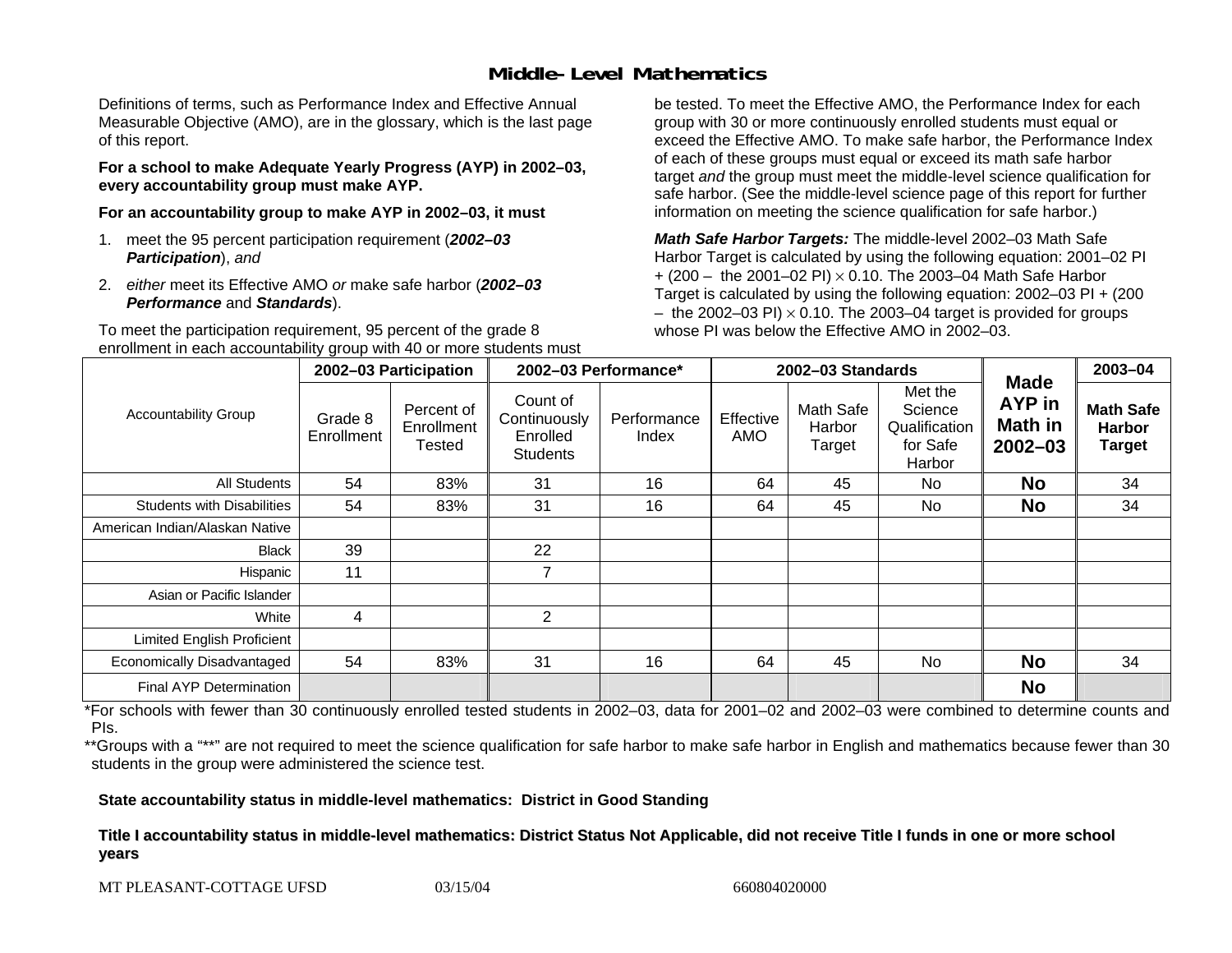# Middle-Level Mathematics

Definitions of terms, such as Performance Index and Effective Annual Measurable Objective (AMO), are in the glossary, which is the last page of this report.

**For a school to make Adequate Yearly Progress (AYP) in 2002–03, every accountability group must make AYP.**

**For an accountability group to make AYP in 2002–03, it must**

1. meet the 95 percent participation requirement (***2002–03 Participation***), *and*
2. *either* meet its Effective AMO *or* make safe harbor (***2002–03 Performance*** and ***Standards***).

To meet the participation requirement, 95 percent of the grade 8 enrollment in each accountability group with 40 or more students must be tested. To meet the Effective AMO, the Performance Index for each group with 30 or more continuously enrolled students must equal or exceed the Effective AMO. To make safe harbor, the Performance Index of each of these groups must equal or exceed its math safe harbor target *and* the group must meet the middle-level science qualification for safe harbor. (See the middle-level science page of this report for further information on meeting the science qualification for safe harbor.)

***Math Safe Harbor Targets:*** The middle-level 2002–03 Math Safe Harbor Target is calculated by using the following equation: 2001–02 PI + (200 – the 2001–02 PI) $\times$ 0.10. The 2003–04 Math Safe Harbor Target is calculated by using the following equation: 2002–03 PI + (200 – the 2002–03 PI) $\times$ 0.10. The 2003–04 target is provided for groups whose PI was below the Effective AMO in 2002–03.

| Accountability Group | 2002–03 Participation | | 2002–03 Performance* | | 2002–03 Standards | | | Made AYP in Math in 2002–03 | 2003–04 |
|---|---|---|---|---|---|---|---|---|---|
| | Grade 8 Enrollment | Percent of Enrollment Tested | Count of Continuously Enrolled Students | Performance Index | Effective AMO | Math Safe Harbor Target | Met the Science Qualification for Safe Harbor | | Math Safe Harbor Target |
| All Students | 54 | 83% | 31 | 16 | 64 | 45 | No | **No** | 34 |
| Students with Disabilities | 54 | 83% | 31 | 16 | 64 | 45 | No | **No** | 34 |
| American Indian/Alaskan Native | | | | | | | | | |
| Black | 39 | | 22 | | | | | | |
| Hispanic | 11 | | 7 | | | | | | |
| Asian or Pacific Islander | | | | | | | | | |
| White | 4 | | 2 | | | | | | |
| Limited English Proficient | | | | | | | | | |
| Economically Disadvantaged | 54 | 83% | 31 | 16 | 64 | 45 | No | **No** | 34 |
| Final AYP Determination | | | | | | | | **No** | |

*For schools with fewer than 30 continuously enrolled tested students in 2002–03, data for 2001–02 and 2002–03 were combined to determine counts and PIs.

**Groups with a "**" are not required to meet the science qualification for safe harbor to make safe harbor in English and mathematics because fewer than 30 students in the group were administered the science test.

**State accountability status in middle-level mathematics: District in Good Standing**

**Title I accountability status in middle-level mathematics: District Status Not Applicable, did not receive Title I funds in one or more school years**

MT PLEASANT-COTTAGE UFSD 03/15/04 660804020000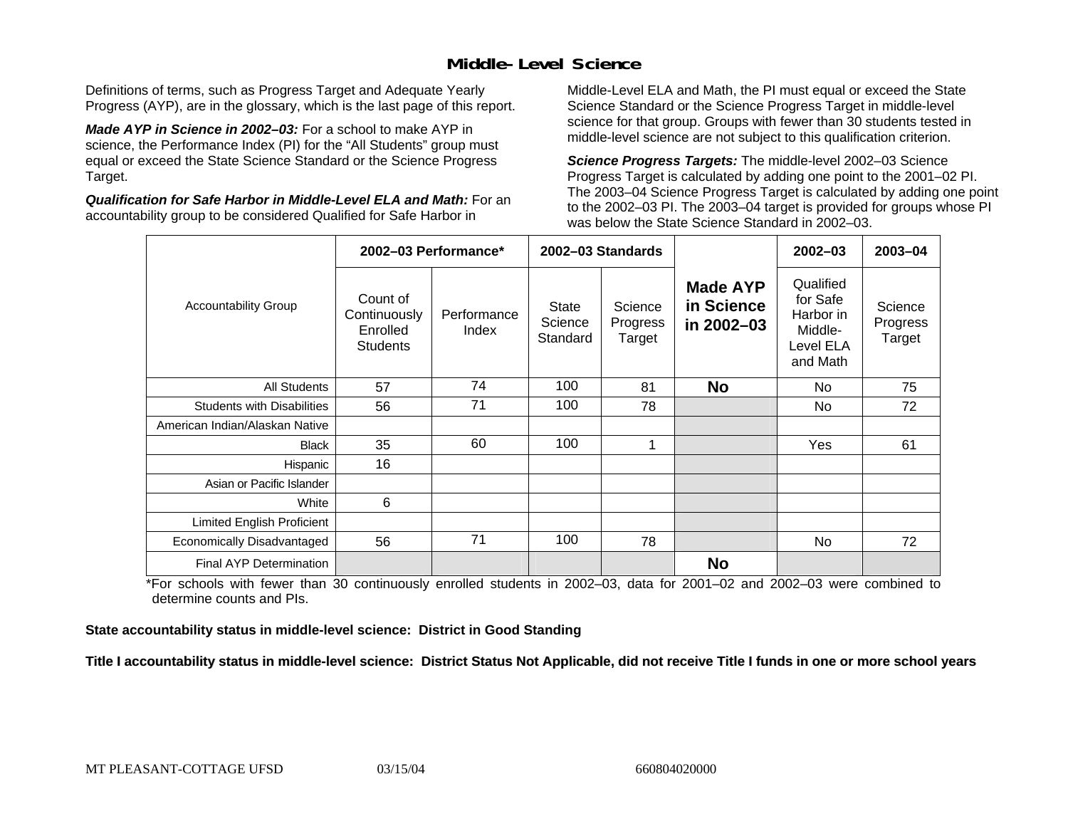## Middle-Level Science

Definitions of terms, such as Progress Target and Adequate Yearly Progress (AYP), are in the glossary, which is the last page of this report.

***Made AYP in Science in 2002–03:*** For a school to make AYP in science, the Performance Index (PI) for the "All Students" group must equal or exceed the State Science Standard or the Science Progress Target.

***Qualification for Safe Harbor in Middle-Level ELA and Math:*** For an accountability group to be considered Qualified for Safe Harbor in Middle-Level ELA and Math, the PI must equal or exceed the State Science Standard or the Science Progress Target in middle-level science for that group. Groups with fewer than 30 students tested in middle-level science are not subject to this qualification criterion.

***Science Progress Targets:*** The middle-level 2002–03 Science Progress Target is calculated by adding one point to the 2001–02 PI. The 2003–04 Science Progress Target is calculated by adding one point to the 2002–03 PI. The 2003–04 target is provided for groups whose PI was below the State Science Standard in 2002–03.

| Accountability Group | 2002–03 Performance* | | 2002–03 Standards | | Made AYP in Science in 2002–03 | 2002–03 | 2003–04 |
|---|---|---|---|---|---|---|---|
| | Count of Continuously Enrolled Students | Performance Index | State Science Standard | Science Progress Target | | Qualified for Safe Harbor in Middle-Level ELA and Math | Science Progress Target |
| All Students | 57 | 74 | 100 | 81 | **No** | No | 75 |
| Students with Disabilities | 56 | 71 | 100 | 78 | | No | 72 |
| American Indian/Alaskan Native | | | | | | | |
| Black | 35 | 60 | 100 | 1 | | Yes | 61 |
| Hispanic | 16 | | | | | | |
| Asian or Pacific Islander | | | | | | | |
| White | 6 | | | | | | |
| Limited English Proficient | | | | | | | |
| Economically Disadvantaged | 56 | 71 | 100 | 78 | | No | 72 |
| Final AYP Determination | | | | | **No** | | |

*For schools with fewer than 30 continuously enrolled students in 2002–03, data for 2001–02 and 2002–03 were combined to determine counts and PIs.

**State accountability status in middle-level science: District in Good Standing**

**Title I accountability status in middle-level science: District Status Not Applicable, did not receive Title I funds in one or more school years**

MT PLEASANT-COTTAGE UFSD 03/15/04 660804020000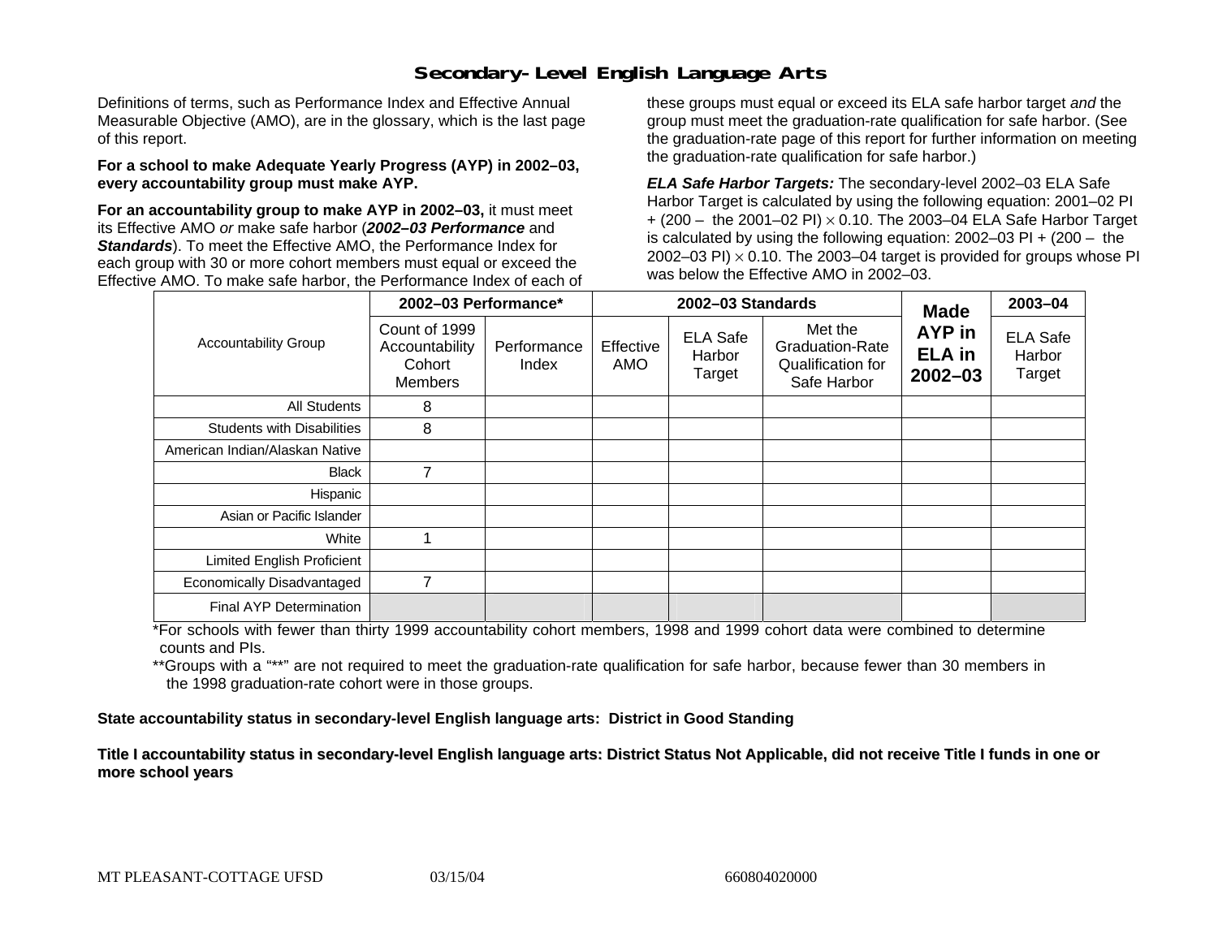# Secondary-Level English Language Arts

Definitions of terms, such as Performance Index and Effective Annual Measurable Objective (AMO), are in the glossary, which is the last page of this report.

**For a school to make Adequate Yearly Progress (AYP) in 2002–03, every accountability group must make AYP.**

**For an accountability group to make AYP in 2002–03,** it must meet its Effective AMO *or* make safe harbor (***2002–03 Performance*** and ***Standards***). To meet the Effective AMO, the Performance Index for each group with 30 or more cohort members must equal or exceed the Effective AMO. To make safe harbor, the Performance Index of each of these groups must equal or exceed its ELA safe harbor target *and* the group must meet the graduation-rate qualification for safe harbor. (See the graduation-rate page of this report for further information on meeting the graduation-rate qualification for safe harbor.)

***ELA Safe Harbor Targets:*** The secondary-level 2002–03 ELA Safe Harbor Target is calculated by using the following equation: 2001–02 PI + (200 – the 2001–02 PI) $\times$ 0.10. The 2003–04 ELA Safe Harbor Target is calculated by using the following equation: 2002–03 PI + (200 – the 2002–03 PI) $\times$ 0.10. The 2003–04 target is provided for groups whose PI was below the Effective AMO in 2002–03.

| Accountability Group | 2002–03 Performance* | | 2002–03 Standards | | | Made AYP in ELA in 2002–03 | 2003–04 |
|---|---|---|---|---|---|---|---|
| | Count of 1999 Accountability Cohort Members | Performance Index | Effective AMO | ELA Safe Harbor Target | Met the Graduation-Rate Qualification for Safe Harbor | | ELA Safe Harbor Target |
| All Students | 8 | | | | | | |
| Students with Disabilities | 8 | | | | | | |
| American Indian/Alaskan Native | | | | | | | |
| Black | 7 | | | | | | |
| Hispanic | | | | | | | |
| Asian or Pacific Islander | | | | | | | |
| White | 1 | | | | | | |
| Limited English Proficient | | | | | | | |
| Economically Disadvantaged | 7 | | | | | | |
| Final AYP Determination | | | | | | | |

*For schools with fewer than thirty 1999 accountability cohort members, 1998 and 1999 cohort data were combined to determine counts and PIs.

**Groups with a "**" are not required to meet the graduation-rate qualification for safe harbor, because fewer than 30 members in the 1998 graduation-rate cohort were in those groups.

**State accountability status in secondary-level English language arts: District in Good Standing**

**Title I accountability status in secondary-level English language arts: District Status Not Applicable, did not receive Title I funds in one or more school years**

MT PLEASANT-COTTAGE UFSD 03/15/04 660804020000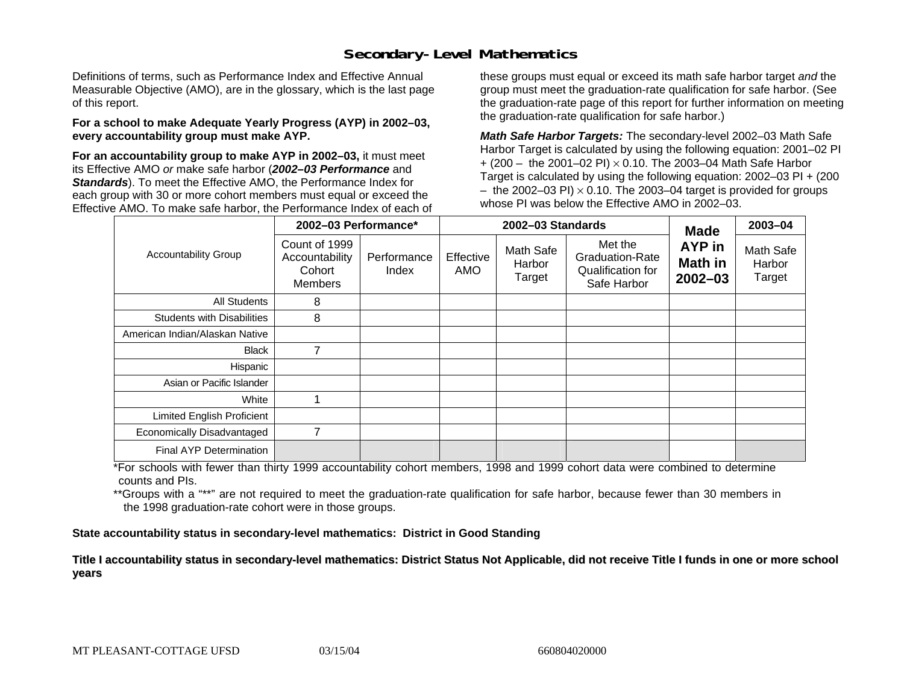## Secondary-Level Mathematics

Definitions of terms, such as Performance Index and Effective Annual Measurable Objective (AMO), are in the glossary, which is the last page of this report.

**For a school to make Adequate Yearly Progress (AYP) in 2002–03, every accountability group must make AYP.**

**For an accountability group to make AYP in 2002–03,** it must meet its Effective AMO *or* make safe harbor (***2002–03 Performance*** and ***Standards***). To meet the Effective AMO, the Performance Index for each group with 30 or more cohort members must equal or exceed the Effective AMO. To make safe harbor, the Performance Index of each of these groups must equal or exceed its math safe harbor target *and* the group must meet the graduation-rate qualification for safe harbor. (See the graduation-rate page of this report for further information on meeting the graduation-rate qualification for safe harbor.)

***Math Safe Harbor Targets:*** The secondary-level 2002–03 Math Safe Harbor Target is calculated by using the following equation: 2001–02 PI + (200 – the 2001–02 PI) $\times$ 0.10. The 2003–04 Math Safe Harbor Target is calculated by using the following equation: 2002–03 PI + (200 – the 2002–03 PI) $\times$ 0.10. The 2003–04 target is provided for groups whose PI was below the Effective AMO in 2002–03.

| Accountability Group | 2002–03 Performance* | | 2002–03 Standards | | | Made AYP in Math in 2002–03 | 2003–04 |
|---|---|---|---|---|---|---|---|
| | Count of 1999 Accountability Cohort Members | Performance Index | Effective AMO | Math Safe Harbor Target | Met the Graduation-Rate Qualification for Safe Harbor | | Math Safe Harbor Target |
| All Students | 8 | | | | | | |
| Students with Disabilities | 8 | | | | | | |
| American Indian/Alaskan Native | | | | | | | |
| Black | 7 | | | | | | |
| Hispanic | | | | | | | |
| Asian or Pacific Islander | | | | | | | |
| White | 1 | | | | | | |
| Limited English Proficient | | | | | | | |
| Economically Disadvantaged | 7 | | | | | | |
| Final AYP Determination | | | | | | | |

*For schools with fewer than thirty 1999 accountability cohort members, 1998 and 1999 cohort data were combined to determine counts and PIs.

**Groups with a "**" are not required to meet the graduation-rate qualification for safe harbor, because fewer than 30 members in the 1998 graduation-rate cohort were in those groups.

**State accountability status in secondary-level mathematics: District in Good Standing**

**Title I accountability status in secondary-level mathematics: District Status Not Applicable, did not receive Title I funds in one or more school years**

MT PLEASANT-COTTAGE UFSD 03/15/04 660804020000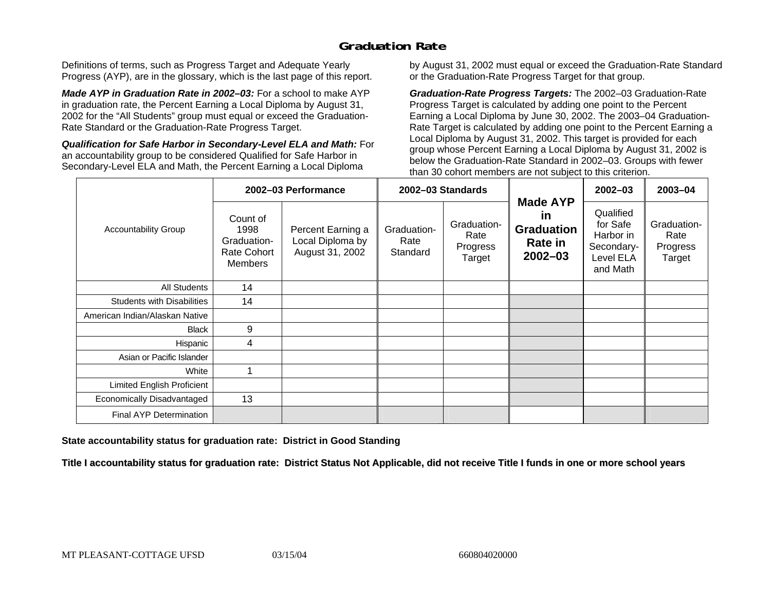# Graduation Rate

Definitions of terms, such as Progress Target and Adequate Yearly Progress (AYP), are in the glossary, which is the last page of this report.

***Made AYP in Graduation Rate in 2002–03:*** For a school to make AYP in graduation rate, the Percent Earning a Local Diploma by August 31, 2002 for the "All Students" group must equal or exceed the Graduation-Rate Standard or the Graduation-Rate Progress Target.

***Qualification for Safe Harbor in Secondary-Level ELA and Math:*** For an accountability group to be considered Qualified for Safe Harbor in Secondary-Level ELA and Math, the Percent Earning a Local Diploma by August 31, 2002 must equal or exceed the Graduation-Rate Standard or the Graduation-Rate Progress Target for that group.

***Graduation-Rate Progress Targets:*** The 2002–03 Graduation-Rate Progress Target is calculated by adding one point to the Percent Earning a Local Diploma by June 30, 2002. The 2003–04 Graduation-Rate Target is calculated by adding one point to the Percent Earning a Local Diploma by August 31, 2002. This target is provided for each group whose Percent Earning a Local Diploma by August 31, 2002 is below the Graduation-Rate Standard in 2002–03. Groups with fewer than 30 cohort members are not subject to this criterion.

| Accountability Group | 2002–03 Performance | | 2002–03 Standards | | Made AYP in Graduation Rate in 2002–03 | 2002–03 | 2003–04 |
|---|---|---|---|---|---|---|---|
| | Count of 1998 Graduation-Rate Cohort Members | Percent Earning a Local Diploma by August 31, 2002 | Graduation-Rate Standard | Graduation-Rate Progress Target | | Qualified for Safe Harbor in Secondary-Level ELA and Math | Graduation-Rate Progress Target |
| All Students | 14 | | | | | | |
| Students with Disabilities | 14 | | | | | | |
| American Indian/Alaskan Native | | | | | | | |
| Black | 9 | | | | | | |
| Hispanic | 4 | | | | | | |
| Asian or Pacific Islander | | | | | | | |
| White | 1 | | | | | | |
| Limited English Proficient | | | | | | | |
| Economically Disadvantaged | 13 | | | | | | |
| Final AYP Determination | | | | | | | |

**State accountability status for graduation rate: District in Good Standing**

**Title I accountability status for graduation rate: District Status Not Applicable, did not receive Title I funds in one or more school years**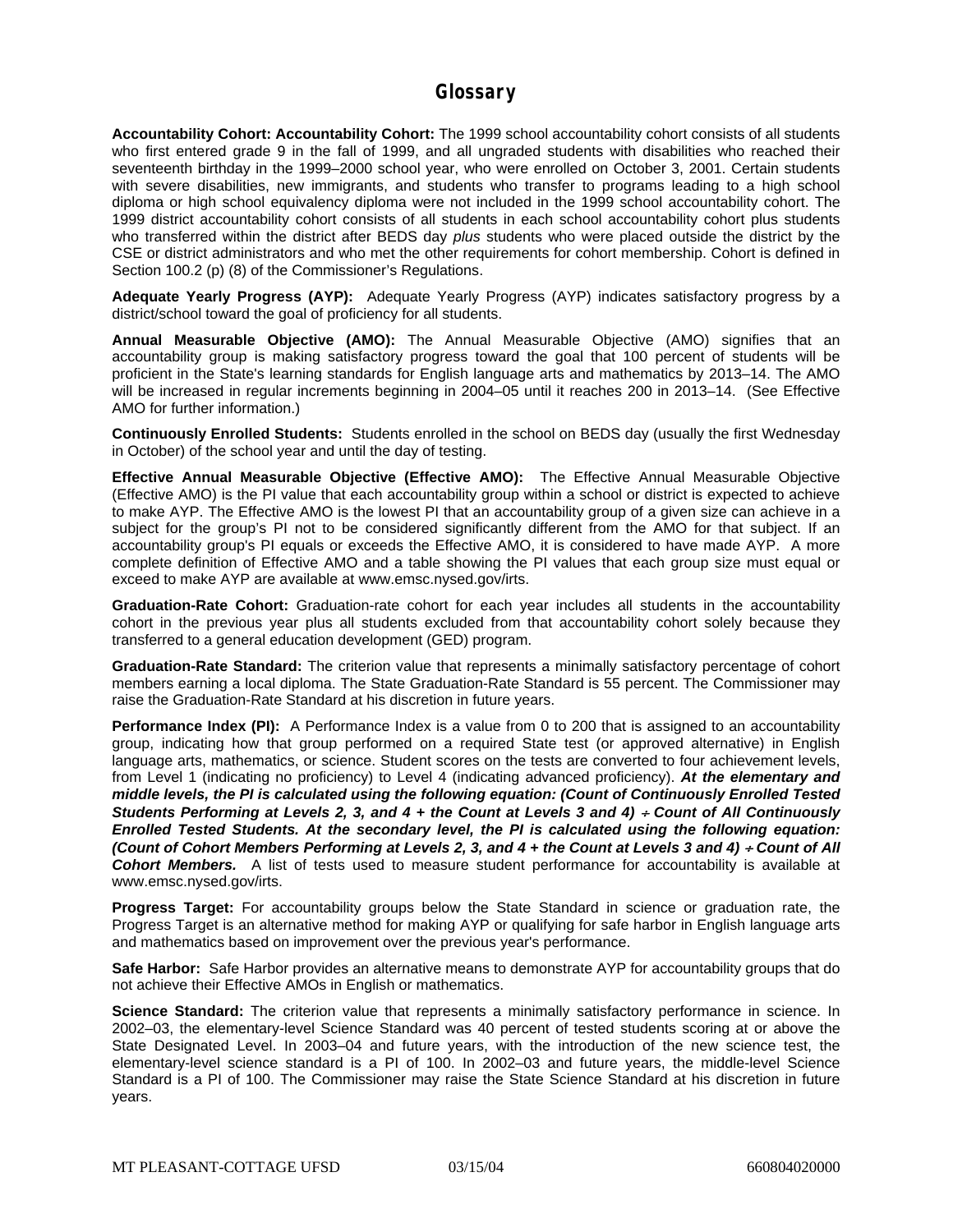# Glossary

**Accountability Cohort: Accountability Cohort:** The 1999 school accountability cohort consists of all students who first entered grade 9 in the fall of 1999, and all ungraded students with disabilities who reached their seventeenth birthday in the 1999–2000 school year, who were enrolled on October 3, 2001. Certain students with severe disabilities, new immigrants, and students who transfer to programs leading to a high school diploma or high school equivalency diploma were not included in the 1999 school accountability cohort. The 1999 district accountability cohort consists of all students in each school accountability cohort plus students who transferred within the district after BEDS day *plus* students who were placed outside the district by the CSE or district administrators and who met the other requirements for cohort membership. Cohort is defined in Section 100.2 (p) (8) of the Commissioner's Regulations.

**Adequate Yearly Progress (AYP):** Adequate Yearly Progress (AYP) indicates satisfactory progress by a district/school toward the goal of proficiency for all students.

**Annual Measurable Objective (AMO):** The Annual Measurable Objective (AMO) signifies that an accountability group is making satisfactory progress toward the goal that 100 percent of students will be proficient in the State's learning standards for English language arts and mathematics by 2013–14. The AMO will be increased in regular increments beginning in 2004–05 until it reaches 200 in 2013–14. (See Effective AMO for further information.)

**Continuously Enrolled Students:** Students enrolled in the school on BEDS day (usually the first Wednesday in October) of the school year and until the day of testing.

**Effective Annual Measurable Objective (Effective AMO):** The Effective Annual Measurable Objective (Effective AMO) is the PI value that each accountability group within a school or district is expected to achieve to make AYP. The Effective AMO is the lowest PI that an accountability group of a given size can achieve in a subject for the group's PI not to be considered significantly different from the AMO for that subject. If an accountability group's PI equals or exceeds the Effective AMO, it is considered to have made AYP. A more complete definition of Effective AMO and a table showing the PI values that each group size must equal or exceed to make AYP are available at www.emsc.nysed.gov/irts.

**Graduation-Rate Cohort:** Graduation-rate cohort for each year includes all students in the accountability cohort in the previous year plus all students excluded from that accountability cohort solely because they transferred to a general education development (GED) program.

**Graduation-Rate Standard:** The criterion value that represents a minimally satisfactory percentage of cohort members earning a local diploma. The State Graduation-Rate Standard is 55 percent. The Commissioner may raise the Graduation-Rate Standard at his discretion in future years.

**Performance Index (PI):** A Performance Index is a value from 0 to 200 that is assigned to an accountability group, indicating how that group performed on a required State test (or approved alternative) in English language arts, mathematics, or science. Student scores on the tests are converted to four achievement levels, from Level 1 (indicating no proficiency) to Level 4 (indicating advanced proficiency). ***At the elementary and middle levels, the PI is calculated using the following equation: (Count of Continuously Enrolled Tested Students Performing at Levels 2, 3, and 4 + the Count at Levels 3 and 4) ÷ Count of All Continuously Enrolled Tested Students. At the secondary level, the PI is calculated using the following equation: (Count of Cohort Members Performing at Levels 2, 3, and 4 + the Count at Levels 3 and 4) ÷ Count of All Cohort Members.*** A list of tests used to measure student performance for accountability is available at www.emsc.nysed.gov/irts.

**Progress Target:** For accountability groups below the State Standard in science or graduation rate, the Progress Target is an alternative method for making AYP or qualifying for safe harbor in English language arts and mathematics based on improvement over the previous year's performance.

**Safe Harbor:** Safe Harbor provides an alternative means to demonstrate AYP for accountability groups that do not achieve their Effective AMOs in English or mathematics.

**Science Standard:** The criterion value that represents a minimally satisfactory performance in science. In 2002–03, the elementary-level Science Standard was 40 percent of tested students scoring at or above the State Designated Level. In 2003–04 and future years, with the introduction of the new science test, the elementary-level science standard is a PI of 100. In 2002–03 and future years, the middle-level Science Standard is a PI of 100. The Commissioner may raise the State Science Standard at his discretion in future years.